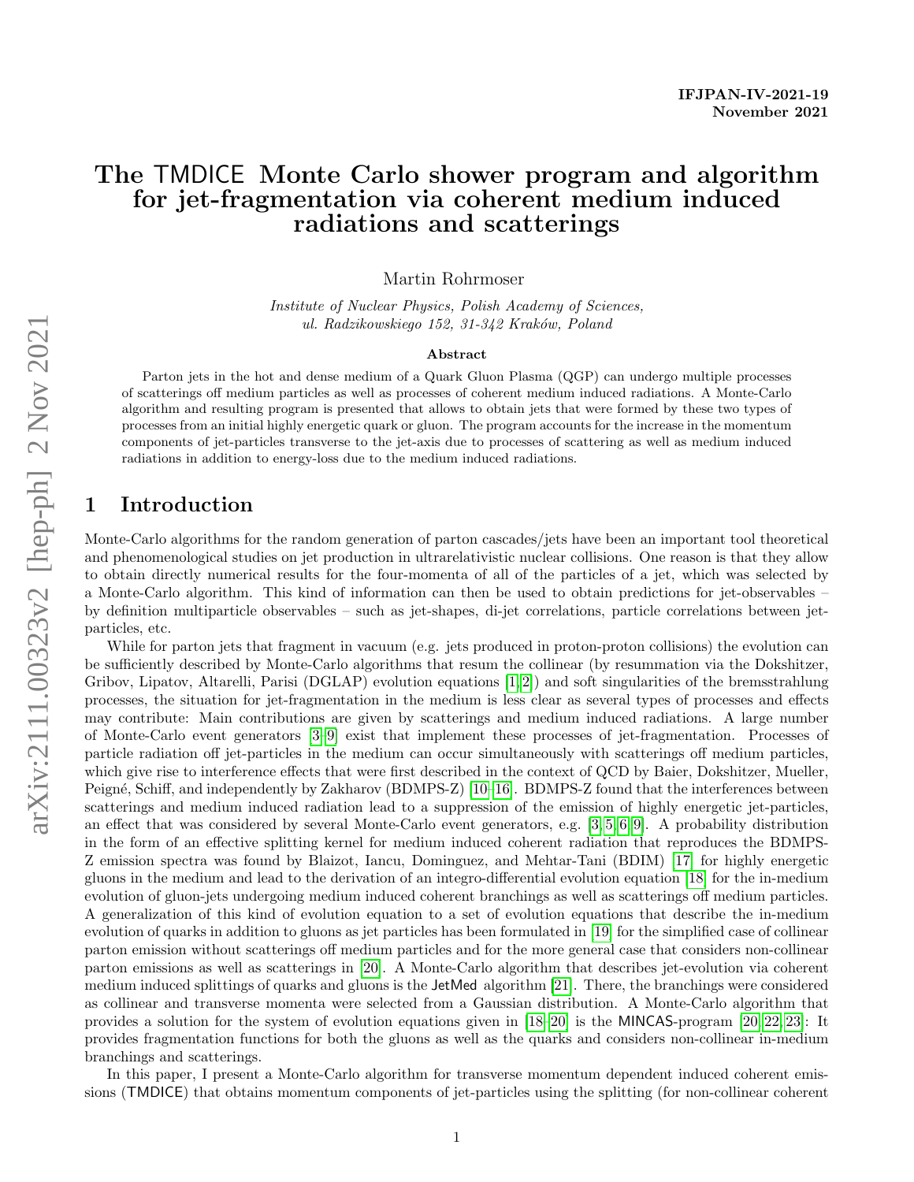IFJPAN-IV-2021-19
November 2021

# The TMDICE Monte Carlo shower program and algorithm for jet-fragmentation via coherent medium induced radiations and scatterings

Martin Rohrmoser

*Institute of Nuclear Physics, Polish Academy of Sciences, ul. Radzikowskiego 152, 31-342 Kraków, Poland*

**Abstract**

Parton jets in the hot and dense medium of a Quark Gluon Plasma (QGP) can undergo multiple processes of scatterings off medium particles as well as processes of coherent medium induced radiations. A Monte-Carlo algorithm and resulting program is presented that allows to obtain jets that were formed by these two types of processes from an initial highly energetic quark or gluon. The program accounts for the increase in the momentum components of jet-particles transverse to the jet-axis due to processes of scattering as well as medium induced radiations in addition to energy-loss due to the medium induced radiations.

## 1 Introduction

Monte-Carlo algorithms for the random generation of parton cascades/jets have been an important tool theoretical and phenomenological studies on jet production in ultrarelativistic nuclear collisions. One reason is that they allow to obtain directly numerical results for the four-momenta of all of the particles of a jet, which was selected by a Monte-Carlo algorithm. This kind of information can then be used to obtain predictions for jet-observables – by definition multiparticle observables – such as jet-shapes, di-jet correlations, particle correlations between jet-particles, etc.

While for parton jets that fragment in vacuum (e.g. jets produced in proton-proton collisions) the evolution can be sufficiently described by Monte-Carlo algorithms that resum the collinear (by resummation via the Dokshitzer, Gribov, Lipatov, Altarelli, Parisi (DGLAP) evolution equations [1, 2]) and soft singularities of the bremsstrahlung processes, the situation for jet-fragmentation in the medium is less clear as several types of processes and effects may contribute: Main contributions are given by scatterings and medium induced radiations. A large number of Monte-Carlo event generators [3–9] exist that implement these processes of jet-fragmentation. Processes of particle radiation off jet-particles in the medium can occur simultaneously with scatterings off medium particles, which give rise to interference effects that were first described in the context of QCD by Baier, Dokshitzer, Mueller, Peigné, Schiff, and independently by Zakharov (BDMPS-Z) [10–16]. BDMPS-Z found that the interferences between scatterings and medium induced radiation lead to a suppression of the emission of highly energetic jet-particles, an effect that was considered by several Monte-Carlo event generators, e.g. [3, 5, 6, 9]. A probability distribution in the form of an effective splitting kernel for medium induced coherent radiation that reproduces the BDMPS-Z emission spectra was found by Blaizot, Iancu, Dominguez, and Mehtar-Tani (BDIM) [17] for highly energetic gluons in the medium and lead to the derivation of an integro-differential evolution equation [18] for the in-medium evolution of gluon-jets undergoing medium induced coherent branchings as well as scatterings off medium particles. A generalization of this kind of evolution equation to a set of evolution equations that describe the in-medium evolution of quarks in addition to gluons as jet particles has been formulated in [19] for the simplified case of collinear parton emission without scatterings off medium particles and for the more general case that considers non-collinear parton emissions as well as scatterings in [20]. A Monte-Carlo algorithm that describes jet-evolution via coherent medium induced splittings of quarks and gluons is the JetMed algorithm [21]. There, the branchings were considered as collinear and transverse momenta were selected from a Gaussian distribution. A Monte-Carlo algorithm that provides a solution for the system of evolution equations given in [18–20] is the MINCAS-program [20, 22, 23]: It provides fragmentation functions for both the gluons as well as the quarks and considers non-collinear in-medium branchings and scatterings.

In this paper, I present a Monte-Carlo algorithm for transverse momentum dependent induced coherent emissions (TMDICE) that obtains momentum components of jet-particles using the splitting (for non-collinear coherent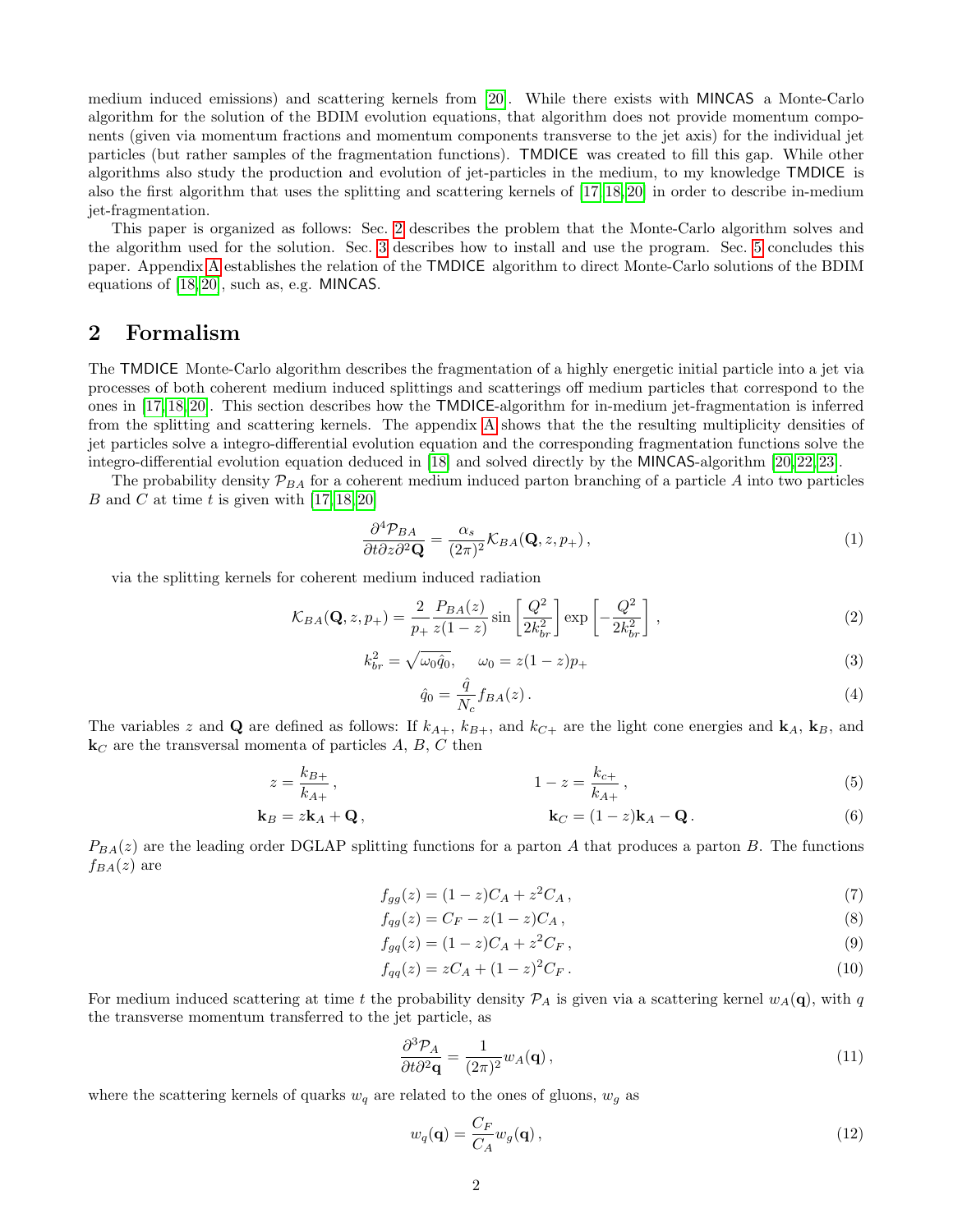medium induced emissions) and scattering kernels from [20]. While there exists with MINCAS a Monte-Carlo algorithm for the solution of the BDIM evolution equations, that algorithm does not provide momentum components (given via momentum fractions and momentum components transverse to the jet axis) for the individual jet particles (but rather samples of the fragmentation functions). TMDICE was created to fill this gap. While other algorithms also study the production and evolution of jet-particles in the medium, to my knowledge TMDICE is also the first algorithm that uses the splitting and scattering kernels of [17, 18, 20] in order to describe in-medium jet-fragmentation.

This paper is organized as follows: Sec. 2 describes the problem that the Monte-Carlo algorithm solves and the algorithm used for the solution. Sec. 3 describes how to install and use the program. Sec. 5 concludes this paper. Appendix A establishes the relation of the TMDICE algorithm to direct Monte-Carlo solutions of the BDIM equations of [18, 20], such as, e.g. MINCAS.

## 2 Formalism

The TMDICE Monte-Carlo algorithm describes the fragmentation of a highly energetic initial particle into a jet via processes of both coherent medium induced splittings and scatterings off medium particles that correspond to the ones in [17, 18, 20]. This section describes how the TMDICE-algorithm for in-medium jet-fragmentation is inferred from the splitting and scattering kernels. The appendix A shows that the the resulting multiplicity densities of jet particles solve a integro-differential evolution equation and the corresponding fragmentation functions solve the integro-differential evolution equation deduced in [18] and solved directly by the MINCAS-algorithm [20, 22, 23].

The probability density $\mathcal{P}_{BA}$ for a coherent medium induced parton branching of a particle $A$ into two particles $B$ and $C$ at time $t$ is given with [17, 18, 20]

$$\frac{\partial^4 \mathcal{P}_{BA}}{\partial t \partial z \partial^2 \mathbf{Q}} = \frac{\alpha_s}{(2\pi)^2} \mathcal{K}_{BA}(\mathbf{Q}, z, p_+)\,, \tag{1}$$

via the splitting kernels for coherent medium induced radiation

$$\mathcal{K}_{BA}(\mathbf{Q}, z, p_+) = \frac{2}{p_+} \frac{P_{BA}(z)}{z(1-z)} \sin\left[\frac{Q^2}{2k_{br}^2}\right] \exp\left[-\frac{Q^2}{2k_{br}^2}\right]\,, \tag{2}$$

$$k_{br}^2 = \sqrt{\omega_0 \hat{q}_0}, \quad \omega_0 = z(1-z)p_+ \tag{3}$$

$$\hat{q}_0 = \frac{\hat{q}}{N_c} f_{BA}(z)\,. \tag{4}$$

The variables $z$ and $\mathbf{Q}$ are defined as follows: If $k_{A+}$, $k_{B+}$, and $k_{C+}$ are the light cone energies and $\mathbf{k}_A$, $\mathbf{k}_B$, and $\mathbf{k}_C$ are the transversal momenta of particles $A$, $B$, $C$ then

$$z = \frac{k_{B+}}{k_{A+}}\,, \qquad 1 - z = \frac{k_{c+}}{k_{A+}}\,, \tag{5}$$

$$\mathbf{k}_B = z\mathbf{k}_A + \mathbf{Q}\,, \qquad \mathbf{k}_C = (1-z)\mathbf{k}_A - \mathbf{Q}\,. \tag{6}$$

$P_{BA}(z)$ are the leading order DGLAP splitting functions for a parton $A$ that produces a parton $B$. The functions $f_{BA}(z)$ are

$$f_{gg}(z) = (1-z)C_A + z^2 C_A\,, \tag{7}$$

$$f_{qg}(z) = C_F - z(1-z)C_A\,, \tag{8}$$

$$f_{gq}(z) = (1-z)C_A + z^2 C_F\,, \tag{9}$$

$$f_{qq}(z) = zC_A + (1-z)^2 C_F\,. \tag{10}$$

For medium induced scattering at time $t$ the probability density $\mathcal{P}_A$ is given via a scattering kernel $w_A(\mathbf{q})$, with $q$ the transverse momentum transferred to the jet particle, as

$$\frac{\partial^3 \mathcal{P}_A}{\partial t \partial^2 \mathbf{q}} = \frac{1}{(2\pi)^2} w_A(\mathbf{q})\,, \tag{11}$$

where the scattering kernels of quarks $w_q$ are related to the ones of gluons, $w_g$ as

$$w_q(\mathbf{q}) = \frac{C_F}{C_A} w_g(\mathbf{q})\,, \tag{12}$$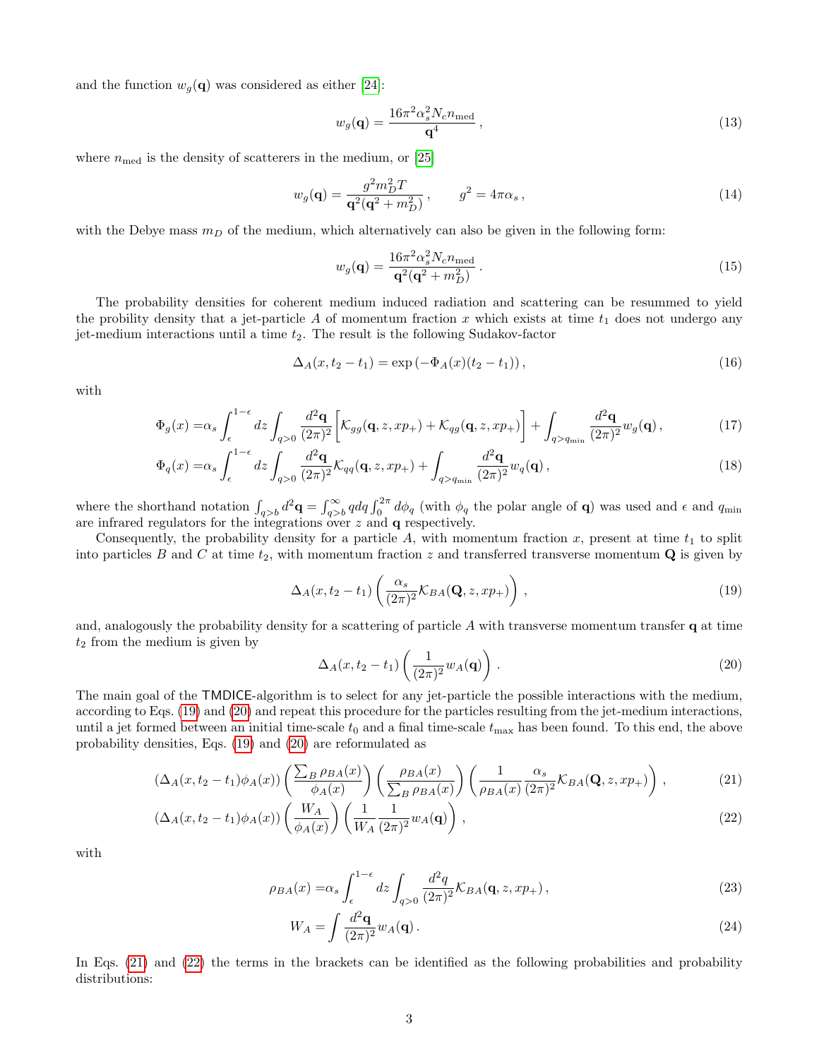and the function $w_g(\mathbf{q})$ was considered as either [24]:

$$w_g(\mathbf{q}) = \frac{16\pi^2 \alpha_s^2 N_c n_{\text{med}}}{\mathbf{q}^4}\,, \tag{13}$$

where $n_{\text{med}}$ is the density of scatterers in the medium, or [25]

$$w_g(\mathbf{q}) = \frac{g^2 m_D^2 T}{\mathbf{q}^2(\mathbf{q}^2 + m_D^2)}\,, \qquad g^2 = 4\pi\alpha_s\,, \tag{14}$$

with the Debye mass $m_D$ of the medium, which alternatively can also be given in the following form:

$$w_g(\mathbf{q}) = \frac{16\pi^2 \alpha_s^2 N_c n_{\text{med}}}{\mathbf{q}^2(\mathbf{q}^2 + m_D^2)}\,. \tag{15}$$

The probability densities for coherent medium induced radiation and scattering can be resummed to yield the probility density that a jet-particle $A$ of momentum fraction $x$ which exists at time $t_1$ does not undergo any jet-medium interactions until a time $t_2$. The result is the following Sudakov-factor

$$\Delta_A(x, t_2 - t_1) = \exp\left(-\Phi_A(x)(t_2 - t_1)\right), \tag{16}$$

with

$$\Phi_g(x) = \alpha_s \int_\epsilon^{1-\epsilon} dz \int_{q>0} \frac{d^2\mathbf{q}}{(2\pi)^2}\left[\mathcal{K}_{gg}(\mathbf{q}, z, xp_+) + \mathcal{K}_{qg}(\mathbf{q}, z, xp_+)\right] + \int_{q>q_{\min}} \frac{d^2\mathbf{q}}{(2\pi)^2} w_g(\mathbf{q})\,, \tag{17}$$

$$\Phi_q(x) = \alpha_s \int_\epsilon^{1-\epsilon} dz \int_{q>0} \frac{d^2\mathbf{q}}{(2\pi)^2}\mathcal{K}_{qq}(\mathbf{q}, z, xp_+) + \int_{q>q_{\min}} \frac{d^2\mathbf{q}}{(2\pi)^2} w_q(\mathbf{q})\,, \tag{18}$$

where the shorthand notation $\int_{q>b} d^2\mathbf{q} = \int_{q>b}^{\infty} q dq \int_0^{2\pi} d\phi_q$ (with $\phi_q$ the polar angle of $\mathbf{q}$) was used and $\epsilon$ and $q_{\min}$ are infrared regulators for the integrations over $z$ and $\mathbf{q}$ respectively.

Consequently, the probability density for a particle $A$, with momentum fraction $x$, present at time $t_1$ to split into particles $B$ and $C$ at time $t_2$, with momentum fraction $z$ and transferred transverse momentum $\mathbf{Q}$ is given by

$$\Delta_A(x, t_2 - t_1)\left(\frac{\alpha_s}{(2\pi)^2}\mathcal{K}_{BA}(\mathbf{Q}, z, xp_+)\right)\,, \tag{19}$$

and, analogously the probability density for a scattering of particle $A$ with transverse momentum transfer $\mathbf{q}$ at time $t_2$ from the medium is given by

$$\Delta_A(x, t_2 - t_1)\left(\frac{1}{(2\pi)^2} w_A(\mathbf{q})\right)\,. \tag{20}$$

The main goal of the TMDICE-algorithm is to select for any jet-particle the possible interactions with the medium, according to Eqs. (19) and (20) and repeat this procedure for the particles resulting from the jet-medium interactions, until a jet formed between an initial time-scale $t_0$ and a final time-scale $t_{\max}$ has been found. To this end, the above probability densities, Eqs. (19) and (20) are reformulated as

$$\left(\Delta_A(x, t_2 - t_1)\phi_A(x)\right)\left(\frac{\sum_B \rho_{BA}(x)}{\phi_A(x)}\right)\left(\frac{\rho_{BA}(x)}{\sum_B \rho_{BA}(x)}\right)\left(\frac{1}{\rho_{BA}(x)}\frac{\alpha_s}{(2\pi)^2}\mathcal{K}_{BA}(\mathbf{Q}, z, xp_+)\right)\,, \tag{21}$$

$$\left(\Delta_A(x, t_2 - t_1)\phi_A(x)\right)\left(\frac{W_A}{\phi_A(x)}\right)\left(\frac{1}{W_A}\frac{1}{(2\pi)^2} w_A(\mathbf{q})\right)\,, \tag{22}$$

with

$$\rho_{BA}(x) = \alpha_s \int_\epsilon^{1-\epsilon} dz \int_{q>0} \frac{d^2q}{(2\pi)^2}\mathcal{K}_{BA}(\mathbf{q}, z, xp_+)\,, \tag{23}$$

$$W_A = \int \frac{d^2\mathbf{q}}{(2\pi)^2} w_A(\mathbf{q})\,. \tag{24}$$

In Eqs. (21) and (22) the terms in the brackets can be identified as the following probabilities and probability distributions: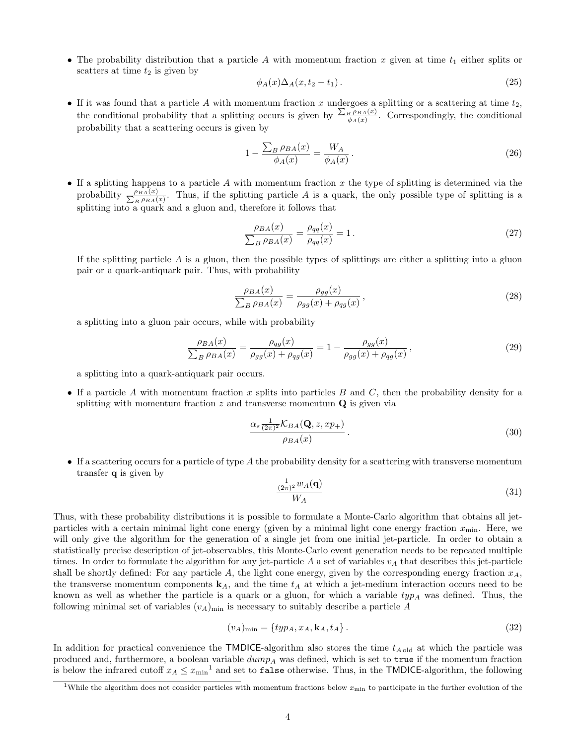- The probability distribution that a particle $A$ with momentum fraction $x$ given at time $t_1$ either splits or scatters at time $t_2$ is given by

$$\phi_A(x)\Delta_A(x, t_2 - t_1)\,. \tag{25}$$

- If it was found that a particle $A$ with momentum fraction $x$ undergoes a splitting or a scattering at time $t_2$, the conditional probability that a splitting occurs is given by $\frac{\sum_B \rho_{BA}(x)}{\phi_A(x)}$. Correspondingly, the conditional probability that a scattering occurs is given by

$$1 - \frac{\sum_B \rho_{BA}(x)}{\phi_A(x)} = \frac{W_A}{\phi_A(x)}\,. \tag{26}$$

- If a splitting happens to a particle $A$ with momentum fraction $x$ the type of splitting is determined via the probability $\frac{\rho_{BA}(x)}{\sum_B \rho_{BA}(x)}$. Thus, if the splitting particle $A$ is a quark, the only possible type of splitting is a splitting into a quark and a gluon and, therefore it follows that

$$\frac{\rho_{BA}(x)}{\sum_B \rho_{BA}(x)} = \frac{\rho_{qq}(x)}{\rho_{qq}(x)} = 1\,. \tag{27}$$

  If the splitting particle $A$ is a gluon, then the possible types of splittings are either a splitting into a gluon pair or a quark-antiquark pair. Thus, with probability

$$\frac{\rho_{BA}(x)}{\sum_B \rho_{BA}(x)} = \frac{\rho_{gg}(x)}{\rho_{gg}(x) + \rho_{qg}(x)}\,, \tag{28}$$

  a splitting into a gluon pair occurs, while with probability

$$\frac{\rho_{BA}(x)}{\sum_B \rho_{BA}(x)} = \frac{\rho_{qg}(x)}{\rho_{gg}(x) + \rho_{qg}(x)} = 1 - \frac{\rho_{gg}(x)}{\rho_{gg}(x) + \rho_{qg}(x)}\,, \tag{29}$$

  a splitting into a quark-antiquark pair occurs.

- If a particle $A$ with momentum fraction $x$ splits into particles $B$ and $C$, then the probability density for a splitting with momentum fraction $z$ and transverse momentum $\mathbf{Q}$ is given via

$$\frac{\alpha_s \frac{1}{(2\pi)^2}\mathcal{K}_{BA}(\mathbf{Q}, z, xp_+)}{\rho_{BA}(x)}\,. \tag{30}$$

- If a scattering occurs for a particle of type $A$ the probability density for a scattering with transverse momentum transfer $\mathbf{q}$ is given by

$$\frac{\frac{1}{(2\pi)^2} w_A(\mathbf{q})}{W_A} \tag{31}$$

Thus, with these probability distributions it is possible to formulate a Monte-Carlo algorithm that obtains all jet-particles with a certain minimal light cone energy (given by a minimal light cone energy fraction $x_{\min}$. Here, we will only give the algorithm for the generation of a single jet from one initial jet-particle. In order to obtain a statistically precise description of jet-observables, this Monte-Carlo event generation needs to be repeated multiple times. In order to formulate the algorithm for any jet-particle $A$ a set of variables $v_A$ that describes this jet-particle shall be shortly defined: For any particle $A$, the light cone energy, given by the corresponding energy fraction $x_A$, the transverse momentum components $\mathbf{k}_A$, and the time $t_A$ at which a jet-medium interaction occurs need to be known as well as whether the particle is a quark or a gluon, for which a variable $typ_A$ was defined. Thus, the following minimal set of variables $(v_A)_{\min}$ is necessary to suitably describe a particle $A$

$$(v_A)_{\min} = \{typ_A, x_A, \mathbf{k}_A, t_A\}\,. \tag{32}$$

In addition for practical convenience the TMDICE-algorithm also stores the time $t_{A\,\mathrm{old}}$ at which the particle was produced and, furthermore, a boolean variable $dump_A$ was defined, which is set to `true` if the momentum fraction is below the infrared cutoff $x_A \leq x_{\min}$[1] and set to `false` otherwise. Thus, in the TMDICE-algorithm, the following

[1] While the algorithm does not consider particles with momentum fractions below $x_{\min}$ to participate in the further evolution of the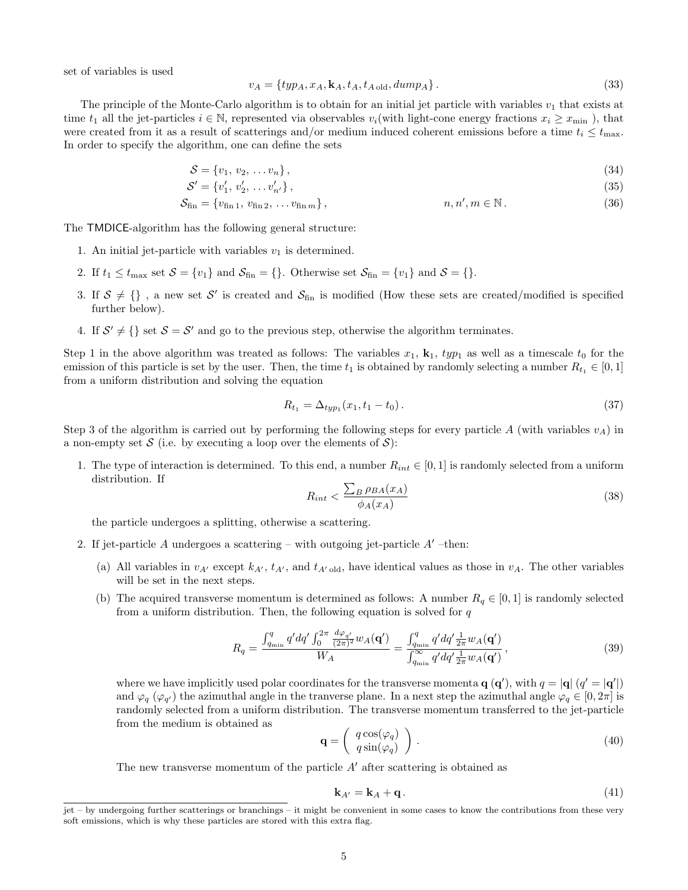set of variables is used

$$v_A = \{typ_A, x_A, \mathbf{k}_A, t_A, t_{A\,\text{old}}, dump_A\}\,. \tag{33}$$

The principle of the Monte-Carlo algorithm is to obtain for an initial jet particle with variables $v_1$ that exists at time $t_1$ all the jet-particles $i \in \mathbb{N}$, represented via observables $v_i$(with light-cone energy fractions $x_i \geq x_{\min}$ ), that were created from it as a result of scatterings and/or medium induced coherent emissions before a time $t_i \leq t_{\max}$. In order to specify the algorithm, one can define the sets

$$\mathcal{S} = \{v_1,\, v_2,\, \dots v_n\}\,, \tag{34}$$

$$\mathcal{S}' = \{v'_1,\, v'_2,\, \dots v'_{n'}\}\,, \tag{35}$$

$$\mathcal{S}_{\text{fin}} = \{v_{\text{fin}\,1},\, v_{\text{fin}\,2},\, \dots v_{\text{fin}\,m}\}\,, \qquad\qquad n, n', m \in \mathbb{N}\,. \tag{36}$$

The TMDICE-algorithm has the following general structure:

1. An initial jet-particle with variables $v_1$ is determined.
2. If $t_1 \leq t_{\max}$ set $\mathcal{S} = \{v_1\}$ and $\mathcal{S}_{\text{fin}} = \{\}$. Otherwise set $\mathcal{S}_{\text{fin}} = \{v_1\}$ and $\mathcal{S} = \{\}$.
3. If $\mathcal{S} \neq \{\}$ , a new set $\mathcal{S}'$ is created and $\mathcal{S}_{\text{fin}}$ is modified (How these sets are created/modified is specified further below).
4. If $\mathcal{S}' \neq \{\}$ set $\mathcal{S} = \mathcal{S}'$ and go to the previous step, otherwise the algorithm terminates.

Step 1 in the above algorithm was treated as follows: The variables $x_1$, $\mathbf{k}_1$, $typ_1$ as well as a timescale $t_0$ for the emission of this particle is set by the user. Then, the time $t_1$ is obtained by randomly selecting a number $R_{t_1} \in [0, 1]$ from a uniform distribution and solving the equation

$$R_{t_1} = \Delta_{typ_1}(x_1, t_1 - t_0)\,. \tag{37}$$

Step 3 of the algorithm is carried out by performing the following steps for every particle $A$ (with variables $v_A$) in a non-empty set $\mathcal{S}$ (i.e. by executing a loop over the elements of $\mathcal{S}$):

1. The type of interaction is determined. To this end, a number $R_{int} \in [0, 1]$ is randomly selected from a uniform distribution. If

   $$R_{int} < \frac{\sum_B \rho_{BA}(x_A)}{\phi_A(x_A)} \tag{38}$$

   the particle undergoes a splitting, otherwise a scattering.

2. If jet-particle $A$ undergoes a scattering – with outgoing jet-particle $A'$ –then:

   (a) All variables in $v_{A'}$ except $k_{A'}$, $t_{A'}$, and $t_{A'\,\text{old}}$, have identical values as those in $v_A$. The other variables will be set in the next steps.

   (b) The acquired transverse momentum is determined as follows: A number $R_q \in [0, 1]$ is randomly selected from a uniform distribution. Then, the following equation is solved for $q$

   $$R_q = \frac{\int_{q_{\min}}^{q} q' dq' \int_0^{2\pi} \frac{d\varphi_{q'}}{(2\pi)^2} w_A(\mathbf{q}')}{W_A} = \frac{\int_{q_{\min}}^{q} q' dq' \frac{1}{2\pi} w_A(\mathbf{q}')}{\int_{q_{\min}}^{\infty} q' dq' \frac{1}{2\pi} w_A(\mathbf{q}')}\,, \tag{39}$$

   where we have implicitly used polar coordinates for the transverse momenta $\mathbf{q}$ ($\mathbf{q}'$), with $q = |\mathbf{q}|$ ($q' = |\mathbf{q}'|$) and $\varphi_q$ ($\varphi_{q'}$) the azimuthal angle in the tranverse plane. In a next step the azimuthal angle $\varphi_q \in [0, 2\pi]$ is randomly selected from a uniform distribution. The transverse momentum transferred to the jet-particle from the medium is obtained as

   $$\mathbf{q} = \begin{pmatrix} q\cos(\varphi_q) \\ q\sin(\varphi_q) \end{pmatrix}\,. \tag{40}$$

   The new transverse momentum of the particle $A'$ after scattering is obtained as

   $$\mathbf{k}_{A'} = \mathbf{k}_A + \mathbf{q}\,. \tag{41}$$

jet – by undergoing further scatterings or branchings – it might be convenient in some cases to know the contributions from these very soft emissions, which is why these particles are stored with this extra flag.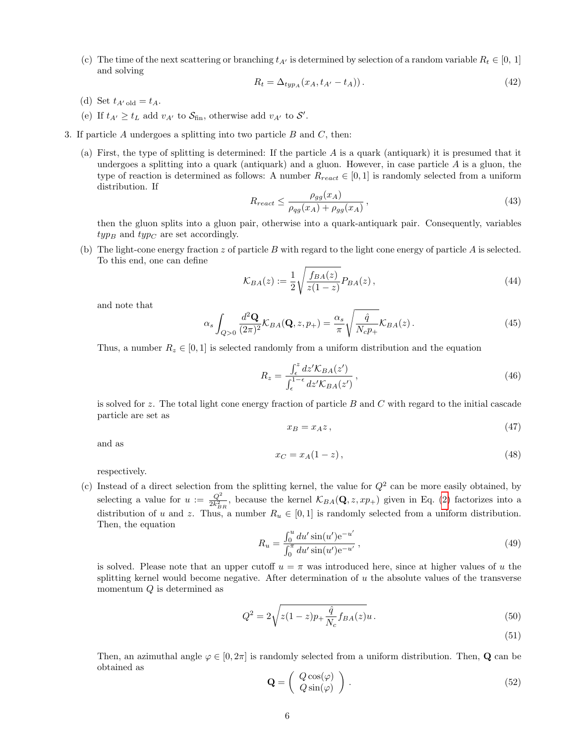(c) The time of the next scattering or branching $t_{A'}$ is determined by selection of a random variable $R_t \in [0, 1]$ and solving

$$R_t = \Delta_{typ_A}(x_A, t_{A'} - t_A)) \,. \tag{42}$$

(d) Set $t_{A'\,\text{old}} = t_A$.

(e) If $t_{A'} \geq t_L$ add $v_{A'}$ to $\mathcal{S}_{\text{fin}}$, otherwise add $v_{A'}$ to $\mathcal{S}'$.

3. If particle $A$ undergoes a splitting into two particle $B$ and $C$, then:

   (a) First, the type of splitting is determined: If the particle $A$ is a quark (antiquark) it is presumed that it undergoes a splitting into a quark (antiquark) and a gluon. However, in case particle $A$ is a gluon, the type of reaction is determined as follows: A number $R_{react} \in [0, 1]$ is randomly selected from a uniform distribution. If

   $$R_{react} \leq \frac{\rho_{gg}(x_A)}{\rho_{qg}(x_A) + \rho_{gg}(x_A)} \,, \tag{43}$$

   then the gluon splits into a gluon pair, otherwise into a quark-antiquark pair. Consequently, variables $typ_B$ and $typ_C$ are set accordingly.

   (b) The light-cone energy fraction $z$ of particle $B$ with regard to the light cone energy of particle $A$ is selected. To this end, one can define

   $$\mathcal{K}_{BA}(z) := \frac{1}{2}\sqrt{\frac{f_{BA}(z)}{z(1-z)}} P_{BA}(z) \,, \tag{44}$$

   and note that

   $$\alpha_s \int_{Q>0} \frac{d^2\mathbf{Q}}{(2\pi)^2} \mathcal{K}_{BA}(\mathbf{Q}, z, p_+) = \frac{\alpha_s}{\pi}\sqrt{\frac{\hat{q}}{N_c p_+}} \mathcal{K}_{BA}(z) \,. \tag{45}$$

   Thus, a number $R_z \in [0, 1]$ is selected randomly from a uniform distribution and the equation

   $$R_z = \frac{\int_\epsilon^z dz' \mathcal{K}_{BA}(z')}{\int_\epsilon^{1-\epsilon} dz' \mathcal{K}_{BA}(z')} \,, \tag{46}$$

   is solved for $z$. The total light cone energy fraction of particle $B$ and $C$ with regard to the initial cascade particle are set as

   $$x_B = x_A z \,, \tag{47}$$

   and as

   $$x_C = x_A(1-z) \,, \tag{48}$$

   respectively.

   (c) Instead of a direct selection from the splitting kernel, the value for $Q^2$ can be more easily obtained, by selecting a value for $u := \frac{Q^2}{2k_{BR}^2}$, because the kernel $\mathcal{K}_{BA}(\mathbf{Q}, z, xp_+)$ given in Eq. (2) factorizes into a distribution of $u$ and $z$. Thus, a number $R_u \in [0, 1]$ is randomly selected from a uniform distribution. Then, the equation

   $$R_u = \frac{\int_0^u du' \sin(u') \mathrm{e}^{-u'}}{\int_0^\pi du' \sin(u') \mathrm{e}^{-u'}} \,, \tag{49}$$

   is solved. Please note that an upper cutoff $u = \pi$ was introduced here, since at higher values of $u$ the splitting kernel would become negative. After determination of $u$ the absolute values of the transverse momentum $Q$ is determined as

   $$Q^2 = 2\sqrt{z(1-z)p_+ \frac{\hat{q}}{N_c} f_{BA}(z)} u \,. \tag{50}$$

   $$\tag{51}$$

   Then, an azimuthal angle $\varphi \in [0, 2\pi]$ is randomly selected from a uniform distribution. Then, $\mathbf{Q}$ can be obtained as

   $$\mathbf{Q} = \begin{pmatrix} Q\cos(\varphi) \\ Q\sin(\varphi) \end{pmatrix} \,. \tag{52}$$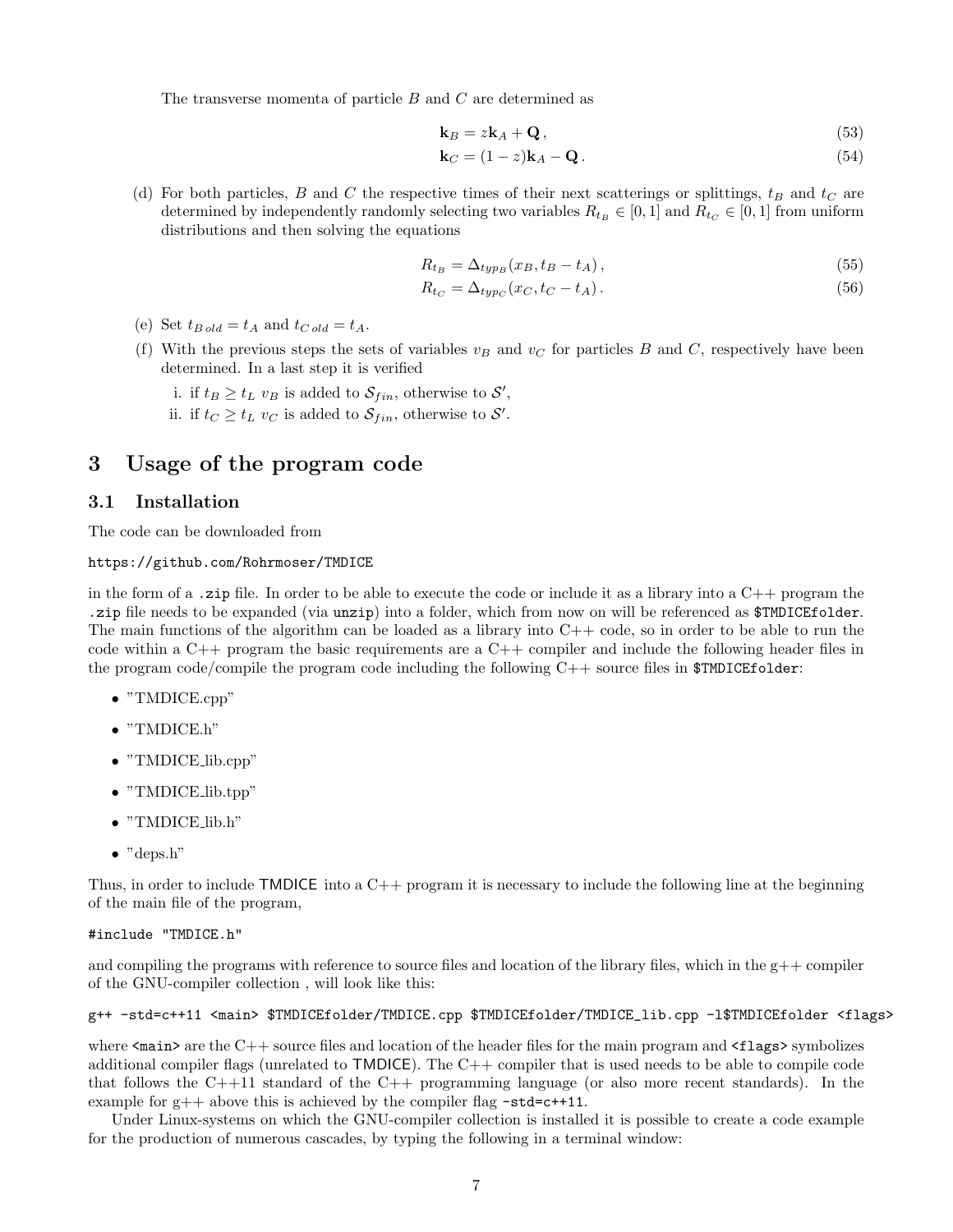The transverse momenta of particle $B$ and $C$ are determined as

$$\mathbf{k}_B = z\mathbf{k}_A + \mathbf{Q}\,, \tag{53}$$

$$\mathbf{k}_C = (1-z)\mathbf{k}_A - \mathbf{Q}\,. \tag{54}$$

(d) For both particles, $B$ and $C$ the respective times of their next scatterings or splittings, $t_B$ and $t_C$ are determined by independently randomly selecting two variables $R_{t_B} \in [0,1]$ and $R_{t_C} \in [0,1]$ from uniform distributions and then solving the equations

$$R_{t_B} = \Delta_{typ_B}(x_B, t_B - t_A)\,, \tag{55}$$

$$R_{t_C} = \Delta_{typ_C}(x_C, t_C - t_A)\,. \tag{56}$$

(e) Set $t_{B\,old} = t_A$ and $t_{C\,old} = t_A$.

(f) With the previous steps the sets of variables $v_B$ and $v_C$ for particles $B$ and $C$, respectively have been determined. In a last step it is verified

i. if $t_B \geq t_L$ $v_B$ is added to $\mathcal{S}_{fin}$, otherwise to $\mathcal{S}'$,

ii. if $t_C \geq t_L$ $v_C$ is added to $\mathcal{S}_{fin}$, otherwise to $\mathcal{S}'$.

# 3 Usage of the program code

## 3.1 Installation

The code can be downloaded from

`https://github.com/Rohrmoser/TMDICE`

in the form of a `.zip` file. In order to be able to execute the code or include it as a library into a C++ program the `.zip` file needs to be expanded (via `unzip`) into a folder, which from now on will be referenced as `$TMDICEfolder`. The main functions of the algorithm can be loaded as a library into C++ code, so in order to be able to run the code within a C++ program the basic requirements are a C++ compiler and include the following header files in the program code/compile the program code including the following C++ source files in `$TMDICEfolder`:

- "TMDICE.cpp"
- "TMDICE.h"
- "TMDICE_lib.cpp"
- "TMDICE_lib.tpp"
- "TMDICE_lib.h"
- "deps.h"

Thus, in order to include TMDICE into a C++ program it is necessary to include the following line at the beginning of the main file of the program,

```
#include "TMDICE.h"
```

and compiling the programs with reference to source files and location of the library files, which in the g++ compiler of the GNU-compiler collection , will look like this:

```
g++ -std=c++11 <main> $TMDICEfolder/TMDICE.cpp $TMDICEfolder/TMDICE_lib.cpp -l$TMDICEfolder <flags>
```

where `<main>` are the C++ source files and location of the header files for the main program and `<flags>` symbolizes additional compiler flags (unrelated to TMDICE). The C++ compiler that is used needs to be able to compile code that follows the C++11 standard of the C++ programming language (or also more recent standards). In the example for g++ above this is achieved by the compiler flag `-std=c++11`.

Under Linux-systems on which the GNU-compiler collection is installed it is possible to create a code example for the production of numerous cascades, by typing the following in a terminal window: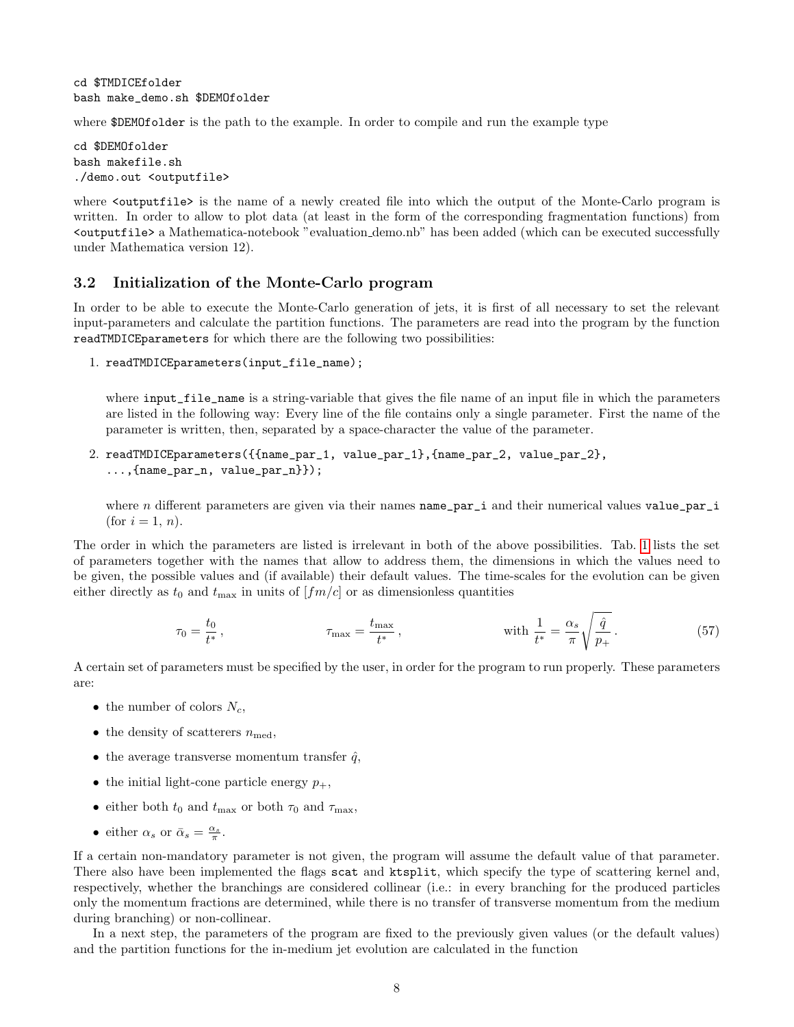```
cd $TMDICEfolder
bash make_demo.sh $DEMOfolder
```

where `$DEMOfolder` is the path to the example. In order to compile and run the example type

```
cd $DEMOfolder
bash makefile.sh
./demo.out <outputfile>
```

where `<outputfile>` is the name of a newly created file into which the output of the Monte-Carlo program is written. In order to allow to plot data (at least in the form of the corresponding fragmentation functions) from `<outputfile>` a Mathematica-notebook "evaluation_demo.nb" has been added (which can be executed successfully under Mathematica version 12).

### 3.2 Initialization of the Monte-Carlo program

In order to be able to execute the Monte-Carlo generation of jets, it is first of all necessary to set the relevant input-parameters and calculate the partition functions. The parameters are read into the program by the function `readTMDICEparameters` for which there are the following two possibilities:

1. `readTMDICEparameters(input_file_name);`

   where `input_file_name` is a string-variable that gives the file name of an input file in which the parameters are listed in the following way: Every line of the file contains only a single parameter. First the name of the parameter is written, then, separated by a space-character the value of the parameter.

2. `readTMDICEparameters({{name_par_1, value_par_1},{name_par_2, value_par_2}, ...,{name_par_n, value_par_n}});`

   where $n$ different parameters are given via their names `name_par_i` and their numerical values `value_par_i` (for $i = 1, n$).

The order in which the parameters are listed is irrelevant in both of the above possibilities. Tab. 1 lists the set of parameters together with the names that allow to address them, the dimensions in which the values need to be given, the possible values and (if available) their default values. The time-scales for the evolution can be given either directly as $t_0$ and $t_{\max}$ in units of $[fm/c]$ or as dimensionless quantities

$$\tau_0 = \frac{t_0}{t^*}\,, \qquad \tau_{\max} = \frac{t_{\max}}{t^*}\,, \qquad \text{with } \frac{1}{t^*} = \frac{\alpha_s}{\pi}\sqrt{\frac{\hat{q}}{p_+}}\,. \tag{57}$$

A certain set of parameters must be specified by the user, in order for the program to run properly. These parameters are:

- the number of colors $N_c$,
- the density of scatterers $n_{\text{med}}$,
- the average transverse momentum transfer $\hat{q}$,
- the initial light-cone particle energy $p_+$,
- either both $t_0$ and $t_{\max}$ or both $\tau_0$ and $\tau_{\max}$,
- either $\alpha_s$ or $\bar{\alpha}_s = \frac{\alpha_s}{\pi}$.

If a certain non-mandatory parameter is not given, the program will assume the default value of that parameter. There also have been implemented the flags `scat` and `ktsplit`, which specify the type of scattering kernel and, respectively, whether the branchings are considered collinear (i.e.: in every branching for the produced particles only the momentum fractions are determined, while there is no transfer of transverse momentum from the medium during branching) or non-collinear.

In a next step, the parameters of the program are fixed to the previously given values (or the default values) and the partition functions for the in-medium jet evolution are calculated in the function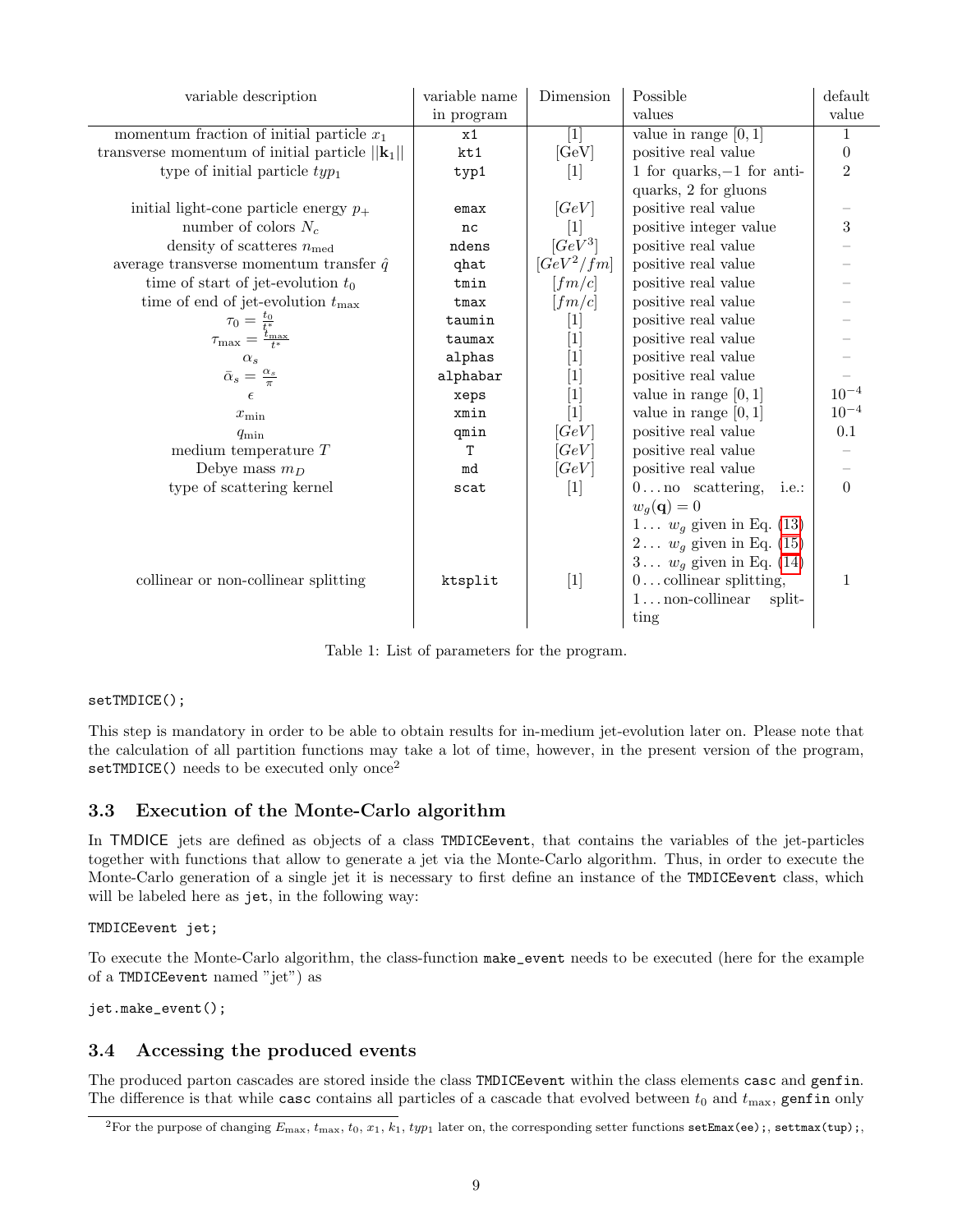| variable description | variable name in program | Dimension | Possible values | default value |
|---|---|---|---|---|
| momentum fraction of initial particle $x_1$ | `x1` | [1] | value in range $[0,1]$ | 1 |
| transverse momentum of initial particle $\|\|\mathbf{k}_1\|\|$ | `kt1` | [GeV] | positive real value | 0 |
| type of initial particle $typ_1$ | `typ1` | [1] | 1 for quarks, $-1$ for anti-quarks, 2 for gluons | 2 |
| initial light-cone particle energy $p_+$ | `emax` | $[GeV]$ | positive real value | – |
| number of colors $N_c$ | `nc` | [1] | positive integer value | 3 |
| density of scatteres $n_{\text{med}}$ | `ndens` | $[GeV^3]$ | positive real value | – |
| average transverse momentum transfer $\hat{q}$ | `qhat` | $[GeV^2/fm]$ | positive real value | – |
| time of start of jet-evolution $t_0$ | `tmin` | $[fm/c]$ | positive real value | – |
| time of end of jet-evolution $t_{\max}$ | `tmax` | $[fm/c]$ | positive real value | – |
| $\tau_0 = \frac{t_0}{t^*}$ | `taumin` | [1] | positive real value | – |
| $\tau_{\max} = \frac{t_{\max}}{t^*}$ | `taumax` | [1] | positive real value | – |
| $\alpha_s$ | `alphas` | [1] | positive real value | – |
| $\bar{\alpha}_s = \frac{\alpha_s}{\pi}$ | `alphabar` | [1] | positive real value | – |
| $\epsilon$ | `xeps` | [1] | value in range $[0,1]$ | $10^{-4}$ |
| $x_{\min}$ | `xmin` | [1] | value in range $[0,1]$ | $10^{-4}$ |
| $q_{\min}$ | `qmin` | $[GeV]$ | positive real value | 0.1 |
| medium temperature $T$ | `T` | $[GeV]$ | positive real value | – |
| Debye mass $m_D$ | `md` | $[GeV]$ | positive real value | – |
| type of scattering kernel | `scat` | [1] | 0…no scattering, i.e.: $w_g(\mathbf{q}) = 0$; 1… $w_g$ given in Eq. (13); 2… $w_g$ given in Eq. (15); 3… $w_g$ given in Eq. (14) | 0 |
| collinear or non-collinear splitting | `ktsplit` | [1] | 0…collinear splitting, 1…non-collinear splitting | 1 |

Table 1: List of parameters for the program.

```
setTMDICE();
```

This step is mandatory in order to be able to obtain results for in-medium jet-evolution later on. Please note that the calculation of all partition functions may take a lot of time, however, in the present version of the program, `setTMDICE()` needs to be executed only once[2]

### 3.3 Execution of the Monte-Carlo algorithm

In TMDICE jets are defined as objects of a class `TMDICEevent`, that contains the variables of the jet-particles together with functions that allow to generate a jet via the Monte-Carlo algorithm. Thus, in order to execute the Monte-Carlo generation of a single jet it is necessary to first define an instance of the `TMDICEevent` class, which will be labeled here as `jet`, in the following way:

```
TMDICEevent jet;
```

To execute the Monte-Carlo algorithm, the class-function `make_event` needs to be executed (here for the example of a `TMDICEevent` named "jet") as

```
jet.make_event();
```

### 3.4 Accessing the produced events

The produced parton cascades are stored inside the class `TMDICEevent` within the class elements `casc` and `genfin`. The difference is that while `casc` contains all particles of a cascade that evolved between $t_0$ and $t_{\max}$, `genfin` only

[2] For the purpose of changing $E_{\max}$, $t_{\max}$, $t_0$, $x_1$, $k_1$, $typ_1$ later on, the corresponding setter functions `setEmax(ee);`, `settmax(tup);`,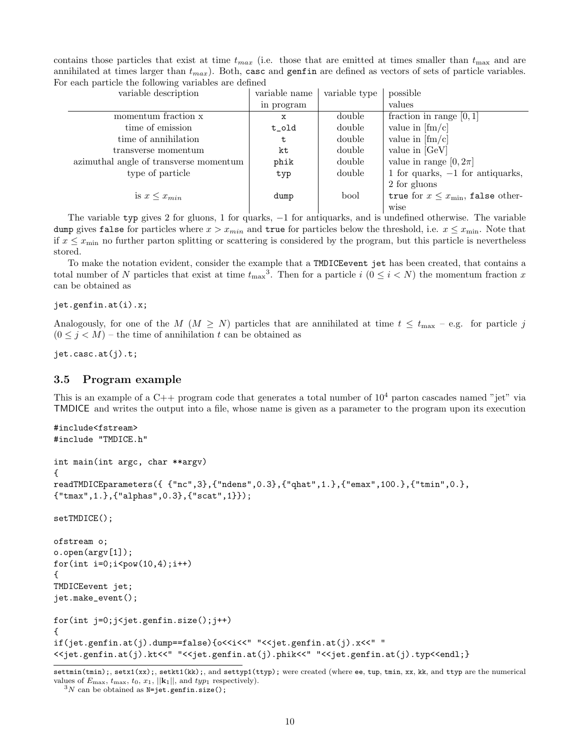contains those particles that exist at time $t_{max}$ (i.e. those that are emitted at times smaller than $t_{\max}$ and are annihilated at times larger than $t_{max}$). Both, `casc` and `genfin` are defined as vectors of sets of particle variables. For each particle the following variables are defined

| variable description | variable name in program | variable type | possible values |
|---|---|---|---|
| momentum fraction x | `x` | double | fraction in range $[0, 1]$ |
| time of emission | `t_old` | double | value in [fm/c] |
| time of annihilation | `t` | double | value in [fm/c] |
| transverse momentum | `kt` | double | value in [GeV] |
| azimuthal angle of transverse momentum | `phik` | double | value in range $[0, 2\pi]$ |
| type of particle | `typ` | double | 1 for quarks, $-1$ for antiquarks, 2 for gluons |
| is $x \leq x_{min}$ | `dump` | bool | `true` for $x \leq x_{\min}$, `false` otherwise |

The variable `typ` gives 2 for gluons, 1 for quarks, $-1$ for antiquarks, and is undefined otherwise. The variable `dump` gives `false` for particles where $x > x_{min}$ and `true` for particles below the threshold, i.e. $x \leq x_{\min}$. Note that if $x \leq x_{\min}$ no further parton splitting or scattering is considered by the program, but this particle is nevertheless stored.

To make the notation evident, consider the example that a `TMDICEevent jet` has been created, that contains a total number of $N$ particles that exist at time $t_{\max}$[3]. Then for a particle $i$ ($0 \leq i < N$) the momentum fraction $x$ can be obtained as

```
jet.genfin.at(i).x;
```

Analogously, for one of the $M$ ($M \geq N$) particles that are annihilated at time $t \leq t_{\max}$ – e.g. for particle $j$ ($0 \leq j < M$) – the time of annihilation $t$ can be obtained as

```
jet.casc.at(j).t;
```

### 3.5 Program example

This is an example of a C++ program code that generates a total number of $10^4$ parton cascades named "jet" via TMDICE and writes the output into a file, whose name is given as a parameter to the program upon its execution

```
#include<fstream>
#include "TMDICE.h"

int main(int argc, char **argv)
{
readTMDICEparameters({ {"nc",3},{"ndens",0.3},{"qhat",1.},{"emax",100.},{"tmin",0.},
{"tmax",1.},{"alphas",0.3},{"scat",1}});

setTMDICE();

ofstream o;
o.open(argv[1]);
for(int i=0;i<pow(10,4);i++)
{
TMDICEevent jet;
jet.make_event();

for(int j=0;j<jet.genfin.size();j++)
{
if(jet.genfin.at(j).dump==false){o<<i<<" "<<jet.genfin.at(j).x<<" "
<<jet.genfin.at(j).kt<<" "<<jet.genfin.at(j).phik<<" "<<jet.genfin.at(j).typ<<endl;}
```

---

`settmin(tmin);`, `setx1(xx);`, `setkt1(kk);`, and `settyp1(ttyp);` were created (where `ee`, `tup`, `tmin`, `xx`, `kk`, and `ttyp` are the numerical values of $E_{\max}$, $t_{\max}$, $t_0$, $x_1$, $||\mathbf{k}_1||$, and $typ_1$ respectively).

[3] $N$ can be obtained as `N=jet.genfin.size();`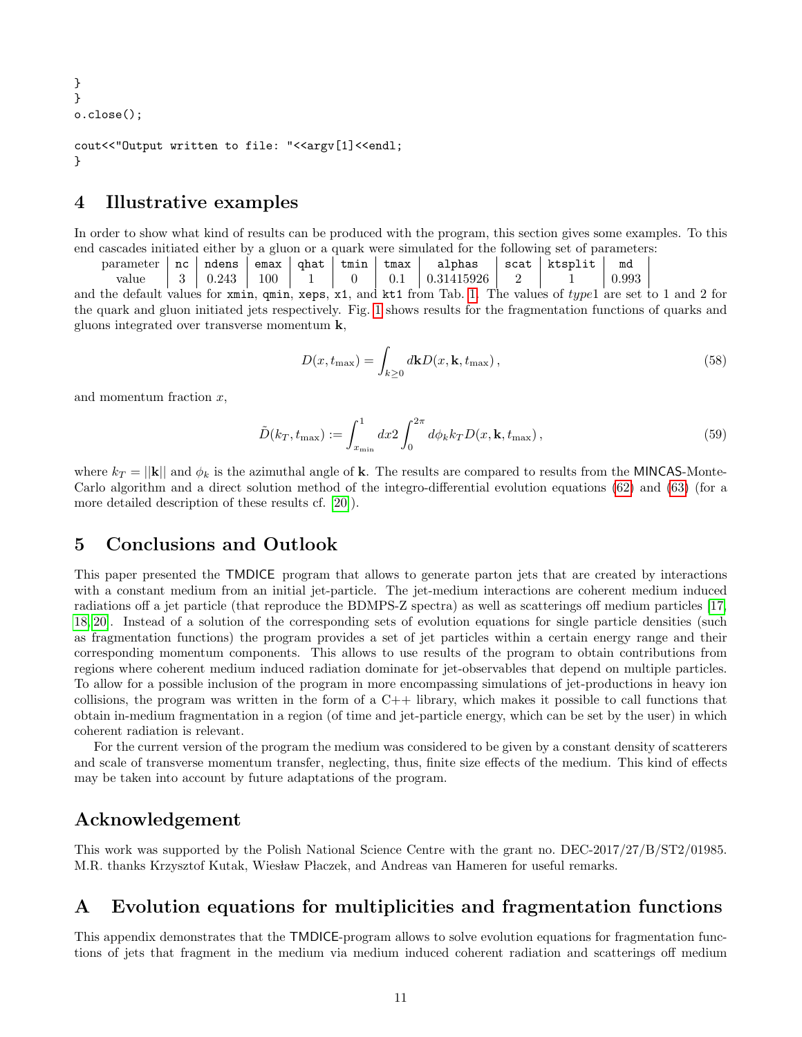```
}
}
o.close();

cout<<"Output written to file: "<<argv[1]<<endl;
}
```

## 4 Illustrative examples

In order to show what kind of results can be produced with the program, this section gives some examples. To this end cascades initiated either by a gluon or a quark were simulated for the following set of parameters:

| parameter | nc | ndens | emax | qhat | tmin | tmax | alphas | scat | ktsplit | md |
|---|---|---|---|---|---|---|---|---|---|---|
| value | 3 | 0.243 | 100 | 1 | 0 | 0.1 | 0.31415926 | 2 | 1 | 0.993 |

and the default values for `xmin`, `qmin`, `xeps`, `x1`, and `kt1` from Tab. 1. The values of *type*1 are set to 1 and 2 for the quark and gluon initiated jets respectively. Fig. 1 shows results for the fragmentation functions of quarks and gluons integrated over transverse momentum $\mathbf{k}$,

$$D(x, t_{\max}) = \int_{k \geq 0} d\mathbf{k} D(x, \mathbf{k}, t_{\max}) \,, \tag{58}$$

and momentum fraction $x$,

$$\tilde{D}(k_T, t_{\max}) := \int_{x_{\min}}^{1} dx 2 \int_0^{2\pi} d\phi_k k_T D(x, \mathbf{k}, t_{\max}) \,, \tag{59}$$

where $k_T = ||\mathbf{k}||$ and $\phi_k$ is the azimuthal angle of $\mathbf{k}$. The results are compared to results from the MINCAS-Monte-Carlo algorithm and a direct solution method of the integro-differential evolution equations (62) and (63) (for a more detailed description of these results cf. [20]).

## 5 Conclusions and Outlook

This paper presented the TMDICE program that allows to generate parton jets that are created by interactions with a constant medium from an initial jet-particle. The jet-medium interactions are coherent medium induced radiations off a jet particle (that reproduce the BDMPS-Z spectra) as well as scatterings off medium particles [17, 18, 20]. Instead of a solution of the corresponding sets of evolution equations for single particle densities (such as fragmentation functions) the program provides a set of jet particles within a certain energy range and their corresponding momentum components. This allows to use results of the program to obtain contributions from regions where coherent medium induced radiation dominate for jet-observables that depend on multiple particles. To allow for a possible inclusion of the program in more encompassing simulations of jet-productions in heavy ion collisions, the program was written in the form of a C++ library, which makes it possible to call functions that obtain in-medium fragmentation in a region (of time and jet-particle energy, which can be set by the user) in which coherent radiation is relevant.

For the current version of the program the medium was considered to be given by a constant density of scatterers and scale of transverse momentum transfer, neglecting, thus, finite size effects of the medium. This kind of effects may be taken into account by future adaptations of the program.

## Acknowledgement

This work was supported by the Polish National Science Centre with the grant no. DEC-2017/27/B/ST2/01985. M.R. thanks Krzysztof Kutak, Wiesław Płaczek, and Andreas van Hameren for useful remarks.

## A Evolution equations for multiplicities and fragmentation functions

This appendix demonstrates that the TMDICE-program allows to solve evolution equations for fragmentation functions of jets that fragment in the medium via medium induced coherent radiation and scatterings off medium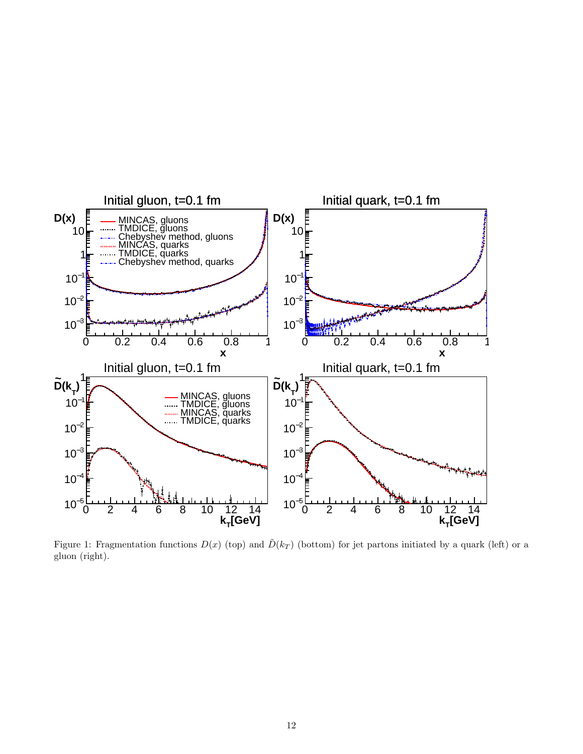Figure 1: Fragmentation functions $D(x)$ (top) and $\tilde{D}(k_T)$ (bottom) for jet partons initiated by a quark (left) or a gluon (right).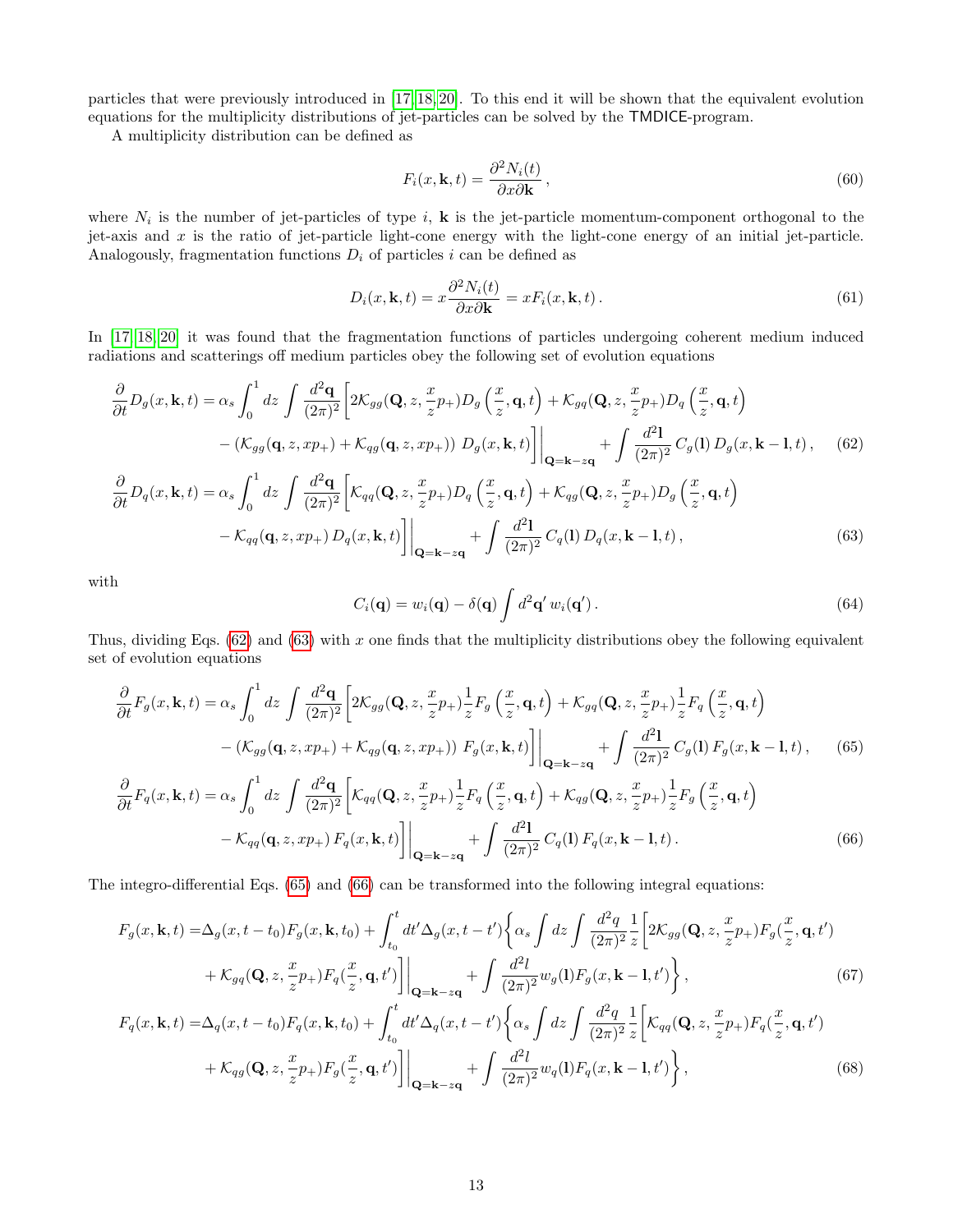particles that were previously introduced in [17, 18, 20]. To this end it will be shown that the equivalent evolution equations for the multiplicity distributions of jet-particles can be solved by the TMDICE-program.

A multiplicity distribution can be defined as

$$F_i(x, \mathbf{k}, t) = \frac{\partial^2 N_i(t)}{\partial x \partial \mathbf{k}}\,, \tag{60}$$

where $N_i$ is the number of jet-particles of type $i$, $\mathbf{k}$ is the jet-particle momentum-component orthogonal to the jet-axis and $x$ is the ratio of jet-particle light-cone energy with the light-cone energy of an initial jet-particle. Analogously, fragmentation functions $D_i$ of particles $i$ can be defined as

$$D_i(x, \mathbf{k}, t) = x\frac{\partial^2 N_i(t)}{\partial x \partial \mathbf{k}} = xF_i(x, \mathbf{k}, t)\,. \tag{61}$$

In [17, 18, 20] it was found that the fragmentation functions of particles undergoing coherent medium induced radiations and scatterings off medium particles obey the following set of evolution equations

$$\begin{aligned}
\frac{\partial}{\partial t}D_g(x, \mathbf{k}, t) = \alpha_s \int_0^1 dz \int \frac{d^2\mathbf{q}}{(2\pi)^2}\Bigg[&2\mathcal{K}_{gg}(\mathbf{Q}, z, \frac{x}{z}p_+)D_g\left(\frac{x}{z}, \mathbf{q}, t\right) + \mathcal{K}_{gq}(\mathbf{Q}, z, \frac{x}{z}p_+)D_q\left(\frac{x}{z}, \mathbf{q}, t\right) \\
&- \left(\mathcal{K}_{gg}(\mathbf{q}, z, xp_+) + \mathcal{K}_{qg}(\mathbf{q}, z, xp_+)\right)\, D_g(x, \mathbf{k}, t)\Bigg]\Bigg|_{\mathbf{Q}=\mathbf{k}-z\mathbf{q}} + \int \frac{d^2\mathbf{l}}{(2\pi)^2}\, C_g(\mathbf{l})\, D_g(x, \mathbf{k}-\mathbf{l}, t)\,,
\end{aligned} \tag{62}$$

$$\begin{aligned}
\frac{\partial}{\partial t}D_q(x, \mathbf{k}, t) = \alpha_s \int_0^1 dz \int \frac{d^2\mathbf{q}}{(2\pi)^2}\Bigg[&\mathcal{K}_{qq}(\mathbf{Q}, z, \frac{x}{z}p_+)D_q\left(\frac{x}{z}, \mathbf{q}, t\right) + \mathcal{K}_{qg}(\mathbf{Q}, z, \frac{x}{z}p_+)D_g\left(\frac{x}{z}, \mathbf{q}, t\right) \\
&- \mathcal{K}_{qq}(\mathbf{q}, z, xp_+)\, D_q(x, \mathbf{k}, t)\Bigg]\Bigg|_{\mathbf{Q}=\mathbf{k}-z\mathbf{q}} + \int \frac{d^2\mathbf{l}}{(2\pi)^2}\, C_q(\mathbf{l})\, D_q(x, \mathbf{k}-\mathbf{l}, t)\,,
\end{aligned} \tag{63}$$

with

$$C_i(\mathbf{q}) = w_i(\mathbf{q}) - \delta(\mathbf{q})\int d^2\mathbf{q}'\, w_i(\mathbf{q}')\,. \tag{64}$$

Thus, dividing Eqs. (62) and (63) with $x$ one finds that the multiplicity distributions obey the following equivalent set of evolution equations

$$\begin{aligned}
\frac{\partial}{\partial t}F_g(x, \mathbf{k}, t) = \alpha_s \int_0^1 dz \int \frac{d^2\mathbf{q}}{(2\pi)^2}\Bigg[&2\mathcal{K}_{gg}(\mathbf{Q}, z, \frac{x}{z}p_+)\frac{1}{z}F_g\left(\frac{x}{z}, \mathbf{q}, t\right) + \mathcal{K}_{gq}(\mathbf{Q}, z, \frac{x}{z}p_+)\frac{1}{z}F_q\left(\frac{x}{z}, \mathbf{q}, t\right) \\
&- \left(\mathcal{K}_{gg}(\mathbf{q}, z, xp_+) + \mathcal{K}_{qg}(\mathbf{q}, z, xp_+)\right)\, F_g(x, \mathbf{k}, t)\Bigg]\Bigg|_{\mathbf{Q}=\mathbf{k}-z\mathbf{q}} + \int \frac{d^2\mathbf{l}}{(2\pi)^2}\, C_g(\mathbf{l})\, F_g(x, \mathbf{k}-\mathbf{l}, t)\,,
\end{aligned} \tag{65}$$

$$\begin{aligned}
\frac{\partial}{\partial t}F_q(x, \mathbf{k}, t) = \alpha_s \int_0^1 dz \int \frac{d^2\mathbf{q}}{(2\pi)^2}\Bigg[&\mathcal{K}_{qq}(\mathbf{Q}, z, \frac{x}{z}p_+)\frac{1}{z}F_q\left(\frac{x}{z}, \mathbf{q}, t\right) + \mathcal{K}_{qg}(\mathbf{Q}, z, \frac{x}{z}p_+)\frac{1}{z}F_g\left(\frac{x}{z}, \mathbf{q}, t\right) \\
&- \mathcal{K}_{qq}(\mathbf{q}, z, xp_+)\, F_q(x, \mathbf{k}, t)\Bigg]\Bigg|_{\mathbf{Q}=\mathbf{k}-z\mathbf{q}} + \int \frac{d^2\mathbf{l}}{(2\pi)^2}\, C_q(\mathbf{l})\, F_q(x, \mathbf{k}-\mathbf{l}, t)\,.
\end{aligned} \tag{66}$$

The integro-differential Eqs. (65) and (66) can be transformed into the following integral equations:

$$\begin{aligned}
F_g(x, \mathbf{k}, t) =& \Delta_g(x, t-t_0)F_g(x, \mathbf{k}, t_0) + \int_{t_0}^t dt' \Delta_g(x, t-t')\Bigg\{\alpha_s \int dz \int \frac{d^2q}{(2\pi)^2}\frac{1}{z}\Bigg[2\mathcal{K}_{gg}(\mathbf{Q}, z, \frac{x}{z}p_+)F_g(\frac{x}{z}, \mathbf{q}, t') \\
&+ \mathcal{K}_{gq}(\mathbf{Q}, z, \frac{x}{z}p_+)F_q(\frac{x}{z}, \mathbf{q}, t')\Bigg]\Bigg|_{\mathbf{Q}=\mathbf{k}-z\mathbf{q}} + \int \frac{d^2l}{(2\pi)^2}w_g(\mathbf{l})F_g(x, \mathbf{k}-\mathbf{l}, t')\Bigg\}\,,
\end{aligned} \tag{67}$$

$$\begin{aligned}
F_q(x, \mathbf{k}, t) =& \Delta_q(x, t-t_0)F_q(x, \mathbf{k}, t_0) + \int_{t_0}^t dt' \Delta_q(x, t-t')\Bigg\{\alpha_s \int dz \int \frac{d^2q}{(2\pi)^2}\frac{1}{z}\Bigg[\mathcal{K}_{qq}(\mathbf{Q}, z, \frac{x}{z}p_+)F_q(\frac{x}{z}, \mathbf{q}, t') \\
&+ \mathcal{K}_{qg}(\mathbf{Q}, z, \frac{x}{z}p_+)F_g(\frac{x}{z}, \mathbf{q}, t')\Bigg]\Bigg|_{\mathbf{Q}=\mathbf{k}-z\mathbf{q}} + \int \frac{d^2l}{(2\pi)^2}w_q(\mathbf{l})F_q(x, \mathbf{k}-\mathbf{l}, t')\Bigg\}\,,
\end{aligned} \tag{68}$$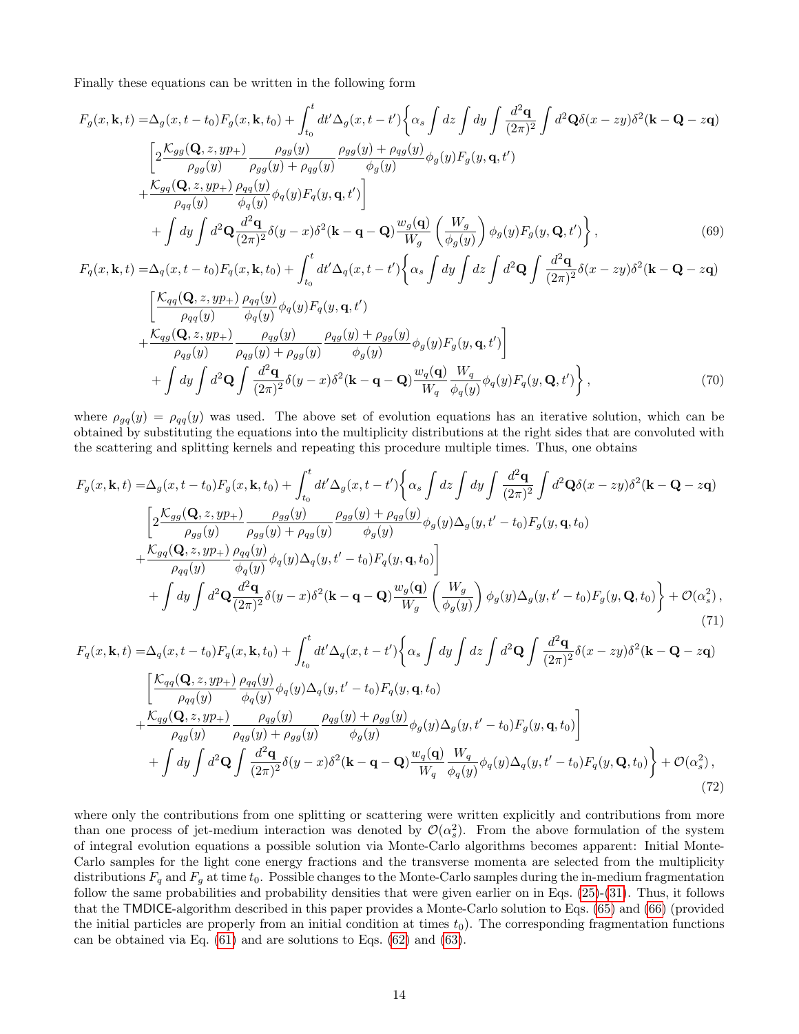Finally these equations can be written in the following form

$$
\begin{aligned}
F_g(x,\mathbf{k},t) =& \Delta_g(x,t-t_0)F_g(x,\mathbf{k},t_0) + \int_{t_0}^{t} dt'\Delta_g(x,t-t')\Big\{\alpha_s \int dz \int dy \int \frac{d^2\mathbf{q}}{(2\pi)^2}\int d^2\mathbf{Q}\,\delta(x-zy)\delta^2(\mathbf{k}-\mathbf{Q}-z\mathbf{q}) \\
&\Big[2\frac{\mathcal{K}_{gg}(\mathbf{Q},z,yp_+)}{\rho_{gg}(y)}\frac{\rho_{gg}(y)}{\rho_{gg}(y)+\rho_{qg}(y)}\frac{\rho_{gg}(y)+\rho_{qg}(y)}{\phi_g(y)}\phi_g(y)F_g(y,\mathbf{q},t') \\
&+\frac{\mathcal{K}_{gq}(\mathbf{Q},z,yp_+)}{\rho_{qq}(y)}\frac{\rho_{qq}(y)}{\phi_q(y)}\phi_q(y)F_q(y,\mathbf{q},t')\Big] \\
&+\int dy \int d^2\mathbf{Q}\frac{d^2\mathbf{q}}{(2\pi)^2}\delta(y-x)\delta^2(\mathbf{k}-\mathbf{q}-\mathbf{Q})\frac{w_g(\mathbf{q})}{W_g}\left(\frac{W_g}{\phi_g(y)}\right)\phi_g(y)F_g(y,\mathbf{Q},t')\Big\}, 
\end{aligned}
\tag{69}
$$

$$
\begin{aligned}
F_q(x,\mathbf{k},t) =& \Delta_q(x,t-t_0)F_q(x,\mathbf{k},t_0) + \int_{t_0}^{t} dt'\Delta_q(x,t-t')\Big\{\alpha_s \int dy \int dz \int d^2\mathbf{Q}\int \frac{d^2\mathbf{q}}{(2\pi)^2}\delta(x-zy)\delta^2(\mathbf{k}-\mathbf{Q}-z\mathbf{q}) \\
&\Big[\frac{\mathcal{K}_{qq}(\mathbf{Q},z,yp_+)}{\rho_{qq}(y)}\frac{\rho_{qq}(y)}{\phi_q(y)}\phi_q(y)F_q(y,\mathbf{q},t') \\
&+\frac{\mathcal{K}_{qg}(\mathbf{Q},z,yp_+)}{\rho_{qg}(y)}\frac{\rho_{qg}(y)}{\rho_{qg}(y)+\rho_{gg}(y)}\frac{\rho_{qg}(y)+\rho_{gg}(y)}{\phi_g(y)}\phi_g(y)F_g(y,\mathbf{q},t')\Big] \\
&+\int dy \int d^2\mathbf{Q}\int \frac{d^2\mathbf{q}}{(2\pi)^2}\delta(y-x)\delta^2(\mathbf{k}-\mathbf{q}-\mathbf{Q})\frac{w_q(\mathbf{q})}{W_q}\frac{W_q}{\phi_q(y)}\phi_q(y)F_q(y,\mathbf{Q},t')\Big\},
\end{aligned}
\tag{70}
$$

where $\rho_{gq}(y) = \rho_{qq}(y)$ was used. The above set of evolution equations has an iterative solution, which can be obtained by substituting the equations into the multiplicity distributions at the right sides that are convoluted with the scattering and splitting kernels and repeating this procedure multiple times. Thus, one obtains

$$
\begin{aligned}
F_g(x,\mathbf{k},t) =& \Delta_g(x,t-t_0)F_g(x,\mathbf{k},t_0) + \int_{t_0}^{t} dt'\Delta_g(x,t-t')\Big\{\alpha_s \int dz \int dy \int \frac{d^2\mathbf{q}}{(2\pi)^2}\int d^2\mathbf{Q}\,\delta(x-zy)\delta^2(\mathbf{k}-\mathbf{Q}-z\mathbf{q}) \\
&\Big[2\frac{\mathcal{K}_{gg}(\mathbf{Q},z,yp_+)}{\rho_{gg}(y)}\frac{\rho_{gg}(y)}{\rho_{gg}(y)+\rho_{qg}(y)}\frac{\rho_{gg}(y)+\rho_{qg}(y)}{\phi_g(y)}\phi_g(y)\Delta_g(y,t'-t_0)F_g(y,\mathbf{q},t_0) \\
&+\frac{\mathcal{K}_{gq}(\mathbf{Q},z,yp_+)}{\rho_{qq}(y)}\frac{\rho_{qq}(y)}{\phi_q(y)}\phi_q(y)\Delta_q(y,t'-t_0)F_q(y,\mathbf{q},t_0)\Big] \\
&+\int dy \int d^2\mathbf{Q}\frac{d^2\mathbf{q}}{(2\pi)^2}\delta(y-x)\delta^2(\mathbf{k}-\mathbf{q}-\mathbf{Q})\frac{w_g(\mathbf{q})}{W_g}\left(\frac{W_g}{\phi_g(y)}\right)\phi_g(y)\Delta_g(y,t'-t_0)F_g(y,\mathbf{Q},t_0)\Big\} + \mathcal{O}(\alpha_s^2),
\end{aligned}
\tag{71}
$$

$$
\begin{aligned}
F_q(x,\mathbf{k},t) =& \Delta_q(x,t-t_0)F_q(x,\mathbf{k},t_0) + \int_{t_0}^{t} dt'\Delta_q(x,t-t')\Big\{\alpha_s \int dy \int dz \int d^2\mathbf{Q}\int \frac{d^2\mathbf{q}}{(2\pi)^2}\delta(x-zy)\delta^2(\mathbf{k}-\mathbf{Q}-z\mathbf{q}) \\
&\Big[\frac{\mathcal{K}_{qq}(\mathbf{Q},z,yp_+)}{\rho_{qq}(y)}\frac{\rho_{qq}(y)}{\phi_q(y)}\phi_q(y)\Delta_q(y,t'-t_0)F_q(y,\mathbf{q},t_0) \\
&+\frac{\mathcal{K}_{qg}(\mathbf{Q},z,yp_+)}{\rho_{qg}(y)}\frac{\rho_{qg}(y)}{\rho_{qg}(y)+\rho_{gg}(y)}\frac{\rho_{qg}(y)+\rho_{gg}(y)}{\phi_g(y)}\phi_g(y)\Delta_g(y,t'-t_0)F_g(y,\mathbf{q},t_0)\Big] \\
&+\int dy \int d^2\mathbf{Q}\int \frac{d^2\mathbf{q}}{(2\pi)^2}\delta(y-x)\delta^2(\mathbf{k}-\mathbf{q}-\mathbf{Q})\frac{w_q(\mathbf{q})}{W_q}\frac{W_q}{\phi_q(y)}\phi_q(y)\Delta_q(y,t'-t_0)F_q(y,\mathbf{Q},t_0)\Big\} + \mathcal{O}(\alpha_s^2),
\end{aligned}
\tag{72}
$$

where only the contributions from one splitting or scattering were written explicitly and contributions from more than one process of jet-medium interaction was denoted by $\mathcal{O}(\alpha_s^2)$. From the above formulation of the system of integral evolution equations a possible solution via Monte-Carlo algorithms becomes apparent: Initial Monte-Carlo samples for the light cone energy fractions and the transverse momenta are selected from the multiplicity distributions $F_q$ and $F_g$ at time $t_0$. Possible changes to the Monte-Carlo samples during the in-medium fragmentation follow the same probabilities and probability densities that were given earlier on in Eqs. (25)-(31). Thus, it follows that the TMDICE-algorithm described in this paper provides a Monte-Carlo solution to Eqs. (65) and (66) (provided the initial particles are properly from an initial condition at times $t_0$). The corresponding fragmentation functions can be obtained via Eq. (61) and are solutions to Eqs. (62) and (63).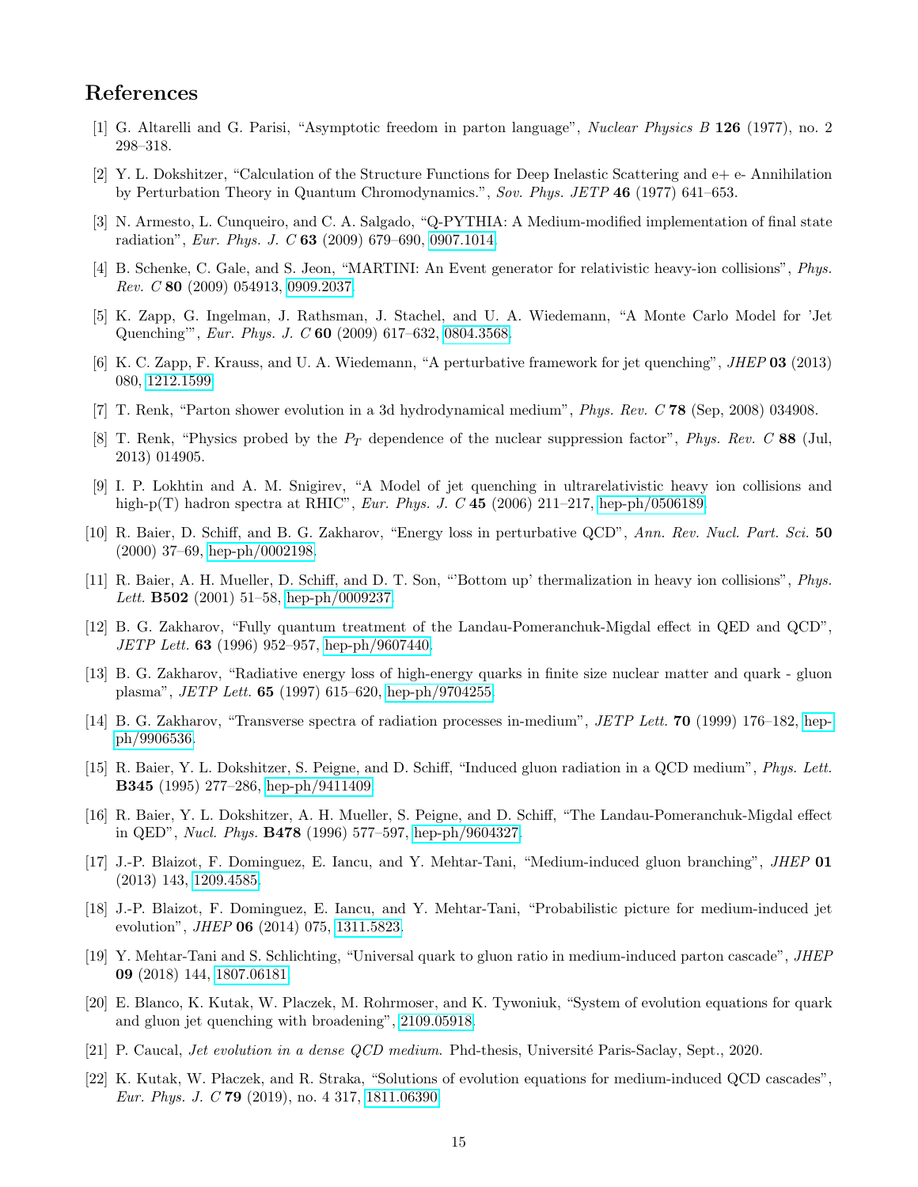# References

[1] G. Altarelli and G. Parisi, "Asymptotic freedom in parton language", *Nuclear Physics B* **126** (1977), no. 2 298–318.

[2] Y. L. Dokshitzer, "Calculation of the Structure Functions for Deep Inelastic Scattering and e+ e- Annihilation by Perturbation Theory in Quantum Chromodynamics.", *Sov. Phys. JETP* **46** (1977) 641–653.

[3] N. Armesto, L. Cunqueiro, and C. A. Salgado, "Q-PYTHIA: A Medium-modified implementation of final state radiation", *Eur. Phys. J. C* **63** (2009) 679–690, 0907.1014.

[4] B. Schenke, C. Gale, and S. Jeon, "MARTINI: An Event generator for relativistic heavy-ion collisions", *Phys. Rev. C* **80** (2009) 054913, 0909.2037.

[5] K. Zapp, G. Ingelman, J. Rathsman, J. Stachel, and U. A. Wiedemann, "A Monte Carlo Model for 'Jet Quenching'", *Eur. Phys. J. C* **60** (2009) 617–632, 0804.3568.

[6] K. C. Zapp, F. Krauss, and U. A. Wiedemann, "A perturbative framework for jet quenching", *JHEP* **03** (2013) 080, 1212.1599.

[7] T. Renk, "Parton shower evolution in a 3d hydrodynamical medium", *Phys. Rev. C* **78** (Sep, 2008) 034908.

[8] T. Renk, "Physics probed by the $P_T$ dependence of the nuclear suppression factor", *Phys. Rev. C* **88** (Jul, 2013) 014905.

[9] I. P. Lokhtin and A. M. Snigirev, "A Model of jet quenching in ultrarelativistic heavy ion collisions and high-p(T) hadron spectra at RHIC", *Eur. Phys. J. C* **45** (2006) 211–217, hep-ph/0506189.

[10] R. Baier, D. Schiff, and B. G. Zakharov, "Energy loss in perturbative QCD", *Ann. Rev. Nucl. Part. Sci.* **50** (2000) 37–69, hep-ph/0002198.

[11] R. Baier, A. H. Mueller, D. Schiff, and D. T. Son, "'Bottom up' thermalization in heavy ion collisions", *Phys. Lett.* **B502** (2001) 51–58, hep-ph/0009237.

[12] B. G. Zakharov, "Fully quantum treatment of the Landau-Pomeranchuk-Migdal effect in QED and QCD", *JETP Lett.* **63** (1996) 952–957, hep-ph/9607440.

[13] B. G. Zakharov, "Radiative energy loss of high-energy quarks in finite size nuclear matter and quark - gluon plasma", *JETP Lett.* **65** (1997) 615–620, hep-ph/9704255.

[14] B. G. Zakharov, "Transverse spectra of radiation processes in-medium", *JETP Lett.* **70** (1999) 176–182, hep-ph/9906536.

[15] R. Baier, Y. L. Dokshitzer, S. Peigne, and D. Schiff, "Induced gluon radiation in a QCD medium", *Phys. Lett.* **B345** (1995) 277–286, hep-ph/9411409.

[16] R. Baier, Y. L. Dokshitzer, A. H. Mueller, S. Peigne, and D. Schiff, "The Landau-Pomeranchuk-Migdal effect in QED", *Nucl. Phys.* **B478** (1996) 577–597, hep-ph/9604327.

[17] J.-P. Blaizot, F. Dominguez, E. Iancu, and Y. Mehtar-Tani, "Medium-induced gluon branching", *JHEP* **01** (2013) 143, 1209.4585.

[18] J.-P. Blaizot, F. Dominguez, E. Iancu, and Y. Mehtar-Tani, "Probabilistic picture for medium-induced jet evolution", *JHEP* **06** (2014) 075, 1311.5823.

[19] Y. Mehtar-Tani and S. Schlichting, "Universal quark to gluon ratio in medium-induced parton cascade", *JHEP* **09** (2018) 144, 1807.06181.

[20] E. Blanco, K. Kutak, W. Placzek, M. Rohrmoser, and K. Tywoniuk, "System of evolution equations for quark and gluon jet quenching with broadening", 2109.05918.

[21] P. Caucal, *Jet evolution in a dense QCD medium*. Phd-thesis, Université Paris-Saclay, Sept., 2020.

[22] K. Kutak, W. Płaczek, and R. Straka, "Solutions of evolution equations for medium-induced QCD cascades", *Eur. Phys. J. C* **79** (2019), no. 4 317, 1811.06390.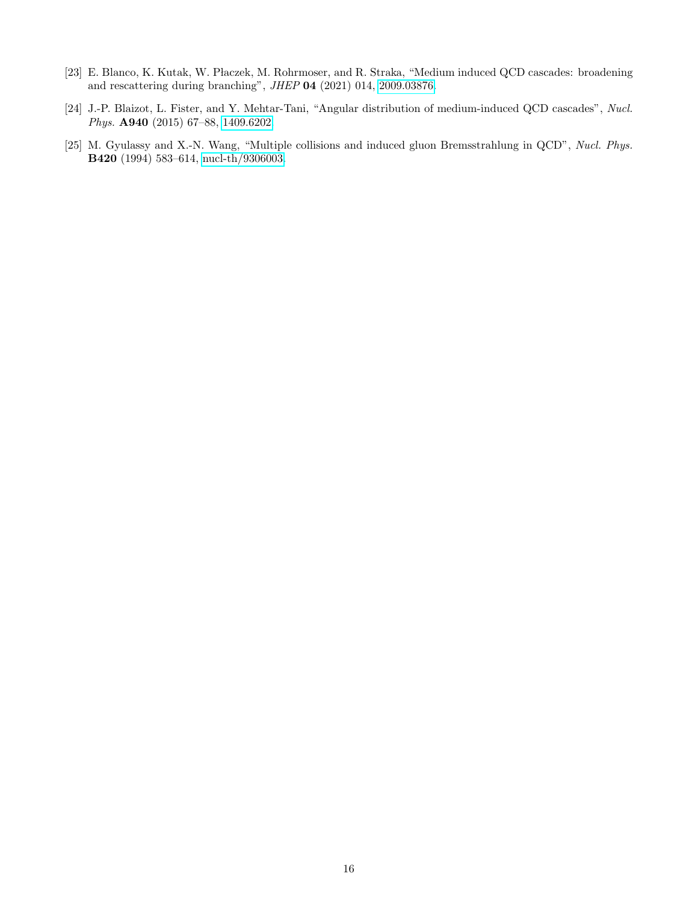[23] E. Blanco, K. Kutak, W. Płaczek, M. Rohrmoser, and R. Straka, "Medium induced QCD cascades: broadening and rescattering during branching", *JHEP* **04** (2021) 014, 2009.03876.

[24] J.-P. Blaizot, L. Fister, and Y. Mehtar-Tani, "Angular distribution of medium-induced QCD cascades", *Nucl. Phys.* **A940** (2015) 67–88, 1409.6202.

[25] M. Gyulassy and X.-N. Wang, "Multiple collisions and induced gluon Bremsstrahlung in QCD", *Nucl. Phys.* **B420** (1994) 583–614, nucl-th/9306003.